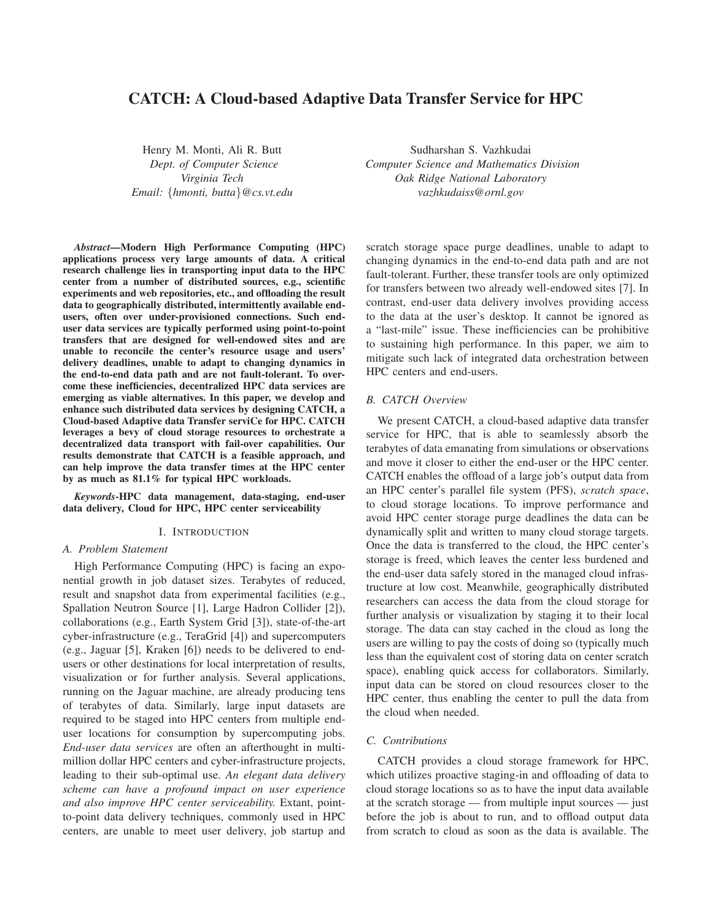# CATCH: A Cloud-based Adaptive Data Transfer Service for HPC

Henry M. Monti, Ali R. Butt
*Dept. of Computer Science*
*Virginia Tech*
*Email: {hmonti, butta}@cs.vt.edu*

Sudharshan S. Vazhkudai
*Computer Science and Mathematics Division*
*Oak Ridge National Laboratory*
*vazhkudaiss@ornl.gov*

***Abstract*—Modern High Performance Computing (HPC) applications process very large amounts of data. A critical research challenge lies in transporting input data to the HPC center from a number of distributed sources, e.g., scientific experiments and web repositories, etc., and offloading the result data to geographically distributed, intermittently available end-users, often over under-provisioned connections. Such end-user data services are typically performed using point-to-point transfers that are designed for well-endowed sites and are unable to reconcile the center's resource usage and users' delivery deadlines, unable to adapt to changing dynamics in the end-to-end data path and are not fault-tolerant. To overcome these inefficiencies, decentralized HPC data services are emerging as viable alternatives. In this paper, we develop and enhance such distributed data services by designing CATCH, a Cloud-based Adaptive data Transfer serviCe for HPC. CATCH leverages a bevy of cloud storage resources to orchestrate a decentralized data transport with fail-over capabilities. Our results demonstrate that CATCH is a feasible approach, and can help improve the data transfer times at the HPC center by as much as 81.1% for typical HPC workloads.**

***Keywords*-HPC data management, data-staging, end-user data delivery, Cloud for HPC, HPC center serviceability**

## I. Introduction

### A. Problem Statement

High Performance Computing (HPC) is facing an exponential growth in job dataset sizes. Terabytes of reduced, result and snapshot data from experimental facilities (e.g., Spallation Neutron Source [1], Large Hadron Collider [2]), collaborations (e.g., Earth System Grid [3]), state-of-the-art cyber-infrastructure (e.g., TeraGrid [4]) and supercomputers (e.g., Jaguar [5], Kraken [6]) needs to be delivered to end-users or other destinations for local interpretation of results, visualization or for further analysis. Several applications, running on the Jaguar machine, are already producing tens of terabytes of data. Similarly, large input datasets are required to be staged into HPC centers from multiple end-user locations for consumption by supercomputing jobs. *End-user data services* are often an afterthought in multi-million dollar HPC centers and cyber-infrastructure projects, leading to their sub-optimal use. *An elegant data delivery scheme can have a profound impact on user experience and also improve HPC center serviceability.* Extant, point-to-point data delivery techniques, commonly used in HPC centers, are unable to meet user delivery, job startup and scratch storage space purge deadlines, unable to adapt to changing dynamics in the end-to-end data path and are not fault-tolerant. Further, these transfer tools are only optimized for transfers between two already well-endowed sites [7]. In contrast, end-user data delivery involves providing access to the data at the user's desktop. It cannot be ignored as a "last-mile" issue. These inefficiencies can be prohibitive to sustaining high performance. In this paper, we aim to mitigate such lack of integrated data orchestration between HPC centers and end-users.

### B. CATCH Overview

We present CATCH, a cloud-based adaptive data transfer service for HPC, that is able to seamlessly absorb the terabytes of data emanating from simulations or observations and move it closer to either the end-user or the HPC center. CATCH enables the offload of a large job's output data from an HPC center's parallel file system (PFS), *scratch space*, to cloud storage locations. To improve performance and avoid HPC center storage purge deadlines the data can be dynamically split and written to many cloud storage targets. Once the data is transferred to the cloud, the HPC center's storage is freed, which leaves the center less burdened and the end-user data safely stored in the managed cloud infrastructure at low cost. Meanwhile, geographically distributed researchers can access the data from the cloud storage for further analysis or visualization by staging it to their local storage. The data can stay cached in the cloud as long the users are willing to pay the costs of doing so (typically much less than the equivalent cost of storing data on center scratch space), enabling quick access for collaborators. Similarly, input data can be stored on cloud resources closer to the HPC center, thus enabling the center to pull the data from the cloud when needed.

### C. Contributions

CATCH provides a cloud storage framework for HPC, which utilizes proactive staging-in and offloading of data to cloud storage locations so as to have the input data available at the scratch storage — from multiple input sources — just before the job is about to run, and to offload output data from scratch to cloud as soon as the data is available. The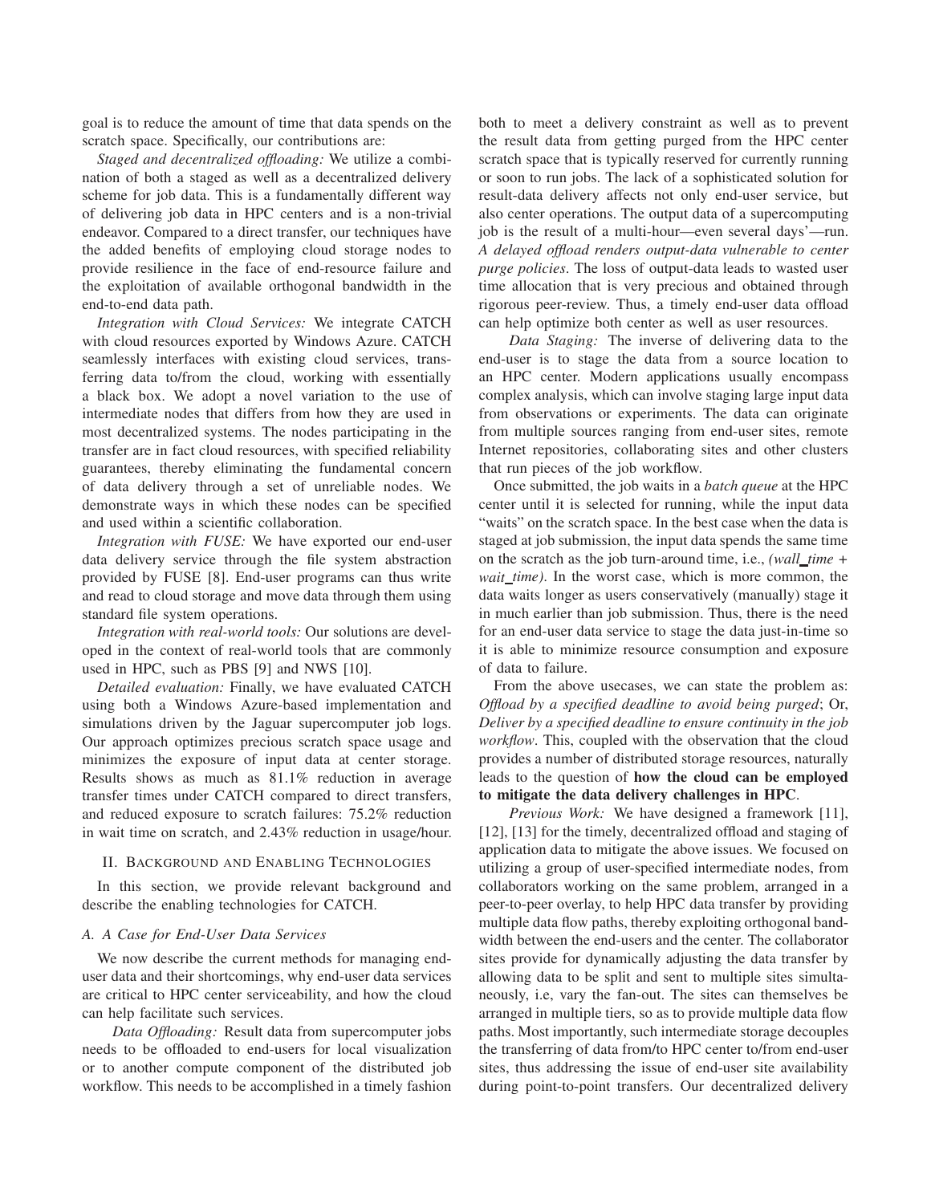goal is to reduce the amount of time that data spends on the scratch space. Specifically, our contributions are:

*Staged and decentralized offloading:* We utilize a combination of both a staged as well as a decentralized delivery scheme for job data. This is a fundamentally different way of delivering job data in HPC centers and is a non-trivial endeavor. Compared to a direct transfer, our techniques have the added benefits of employing cloud storage nodes to provide resilience in the face of end-resource failure and the exploitation of available orthogonal bandwidth in the end-to-end data path.

*Integration with Cloud Services:* We integrate CATCH with cloud resources exported by Windows Azure. CATCH seamlessly interfaces with existing cloud services, transferring data to/from the cloud, working with essentially a black box. We adopt a novel variation to the use of intermediate nodes that differs from how they are used in most decentralized systems. The nodes participating in the transfer are in fact cloud resources, with specified reliability guarantees, thereby eliminating the fundamental concern of data delivery through a set of unreliable nodes. We demonstrate ways in which these nodes can be specified and used within a scientific collaboration.

*Integration with FUSE:* We have exported our end-user data delivery service through the file system abstraction provided by FUSE [8]. End-user programs can thus write and read to cloud storage and move data through them using standard file system operations.

*Integration with real-world tools:* Our solutions are developed in the context of real-world tools that are commonly used in HPC, such as PBS [9] and NWS [10].

*Detailed evaluation:* Finally, we have evaluated CATCH using both a Windows Azure-based implementation and simulations driven by the Jaguar supercomputer job logs. Our approach optimizes precious scratch space usage and minimizes the exposure of input data at center storage. Results shows as much as 81.1% reduction in average transfer times under CATCH compared to direct transfers, and reduced exposure to scratch failures: 75.2% reduction in wait time on scratch, and 2.43% reduction in usage/hour.

## II. Background and Enabling Technologies

In this section, we provide relevant background and describe the enabling technologies for CATCH.

### A. A Case for End-User Data Services

We now describe the current methods for managing end-user data and their shortcomings, why end-user data services are critical to HPC center serviceability, and how the cloud can help facilitate such services.

*Data Offloading:* Result data from supercomputer jobs needs to be offloaded to end-users for local visualization or to another compute component of the distributed job workflow. This needs to be accomplished in a timely fashion both to meet a delivery constraint as well as to prevent the result data from getting purged from the HPC center scratch space that is typically reserved for currently running or soon to run jobs. The lack of a sophisticated solution for result-data delivery affects not only end-user service, but also center operations. The output data of a supercomputing job is the result of a multi-hour—even several days'—run. *A delayed offload renders output-data vulnerable to center purge policies*. The loss of output-data leads to wasted user time allocation that is very precious and obtained through rigorous peer-review. Thus, a timely end-user data offload can help optimize both center as well as user resources.

*Data Staging:* The inverse of delivering data to the end-user is to stage the data from a source location to an HPC center. Modern applications usually encompass complex analysis, which can involve staging large input data from observations or experiments. The data can originate from multiple sources ranging from end-user sites, remote Internet repositories, collaborating sites and other clusters that run pieces of the job workflow.

Once submitted, the job waits in a *batch queue* at the HPC center until it is selected for running, while the input data "waits" on the scratch space. In the best case when the data is staged at job submission, the input data spends the same time on the scratch as the job turn-around time, i.e., *(wall_time + wait_time)*. In the worst case, which is more common, the data waits longer as users conservatively (manually) stage it in much earlier than job submission. Thus, there is the need for an end-user data service to stage the data just-in-time so it is able to minimize resource consumption and exposure of data to failure.

From the above usecases, we can state the problem as: *Offload by a specified deadline to avoid being purged*; Or, *Deliver by a specified deadline to ensure continuity in the job workflow*. This, coupled with the observation that the cloud provides a number of distributed storage resources, naturally leads to the question of **how the cloud can be employed to mitigate the data delivery challenges in HPC**.

*Previous Work:* We have designed a framework [11], [12], [13] for the timely, decentralized offload and staging of application data to mitigate the above issues. We focused on utilizing a group of user-specified intermediate nodes, from collaborators working on the same problem, arranged in a peer-to-peer overlay, to help HPC data transfer by providing multiple data flow paths, thereby exploiting orthogonal bandwidth between the end-users and the center. The collaborator sites provide for dynamically adjusting the data transfer by allowing data to be split and sent to multiple sites simultaneously, i.e, vary the fan-out. The sites can themselves be arranged in multiple tiers, so as to provide multiple data flow paths. Most importantly, such intermediate storage decouples the transferring of data from/to HPC center to/from end-user sites, thus addressing the issue of end-user site availability during point-to-point transfers. Our decentralized delivery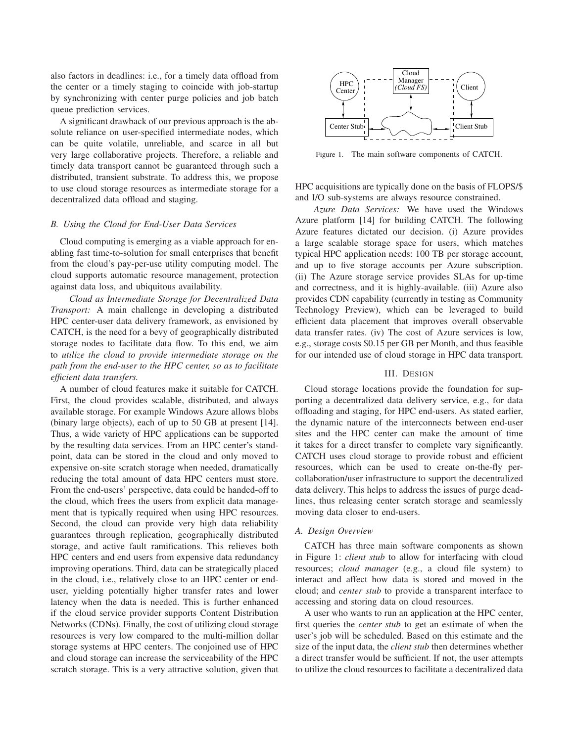also factors in deadlines: i.e., for a timely data offload from the center or a timely staging to coincide with job-startup by synchronizing with center purge policies and job batch queue prediction services.

A significant drawback of our previous approach is the absolute reliance on user-specified intermediate nodes, which can be quite volatile, unreliable, and scarce in all but very large collaborative projects. Therefore, a reliable and timely data transport cannot be guaranteed through such a distributed, transient substrate. To address this, we propose to use cloud storage resources as intermediate storage for a decentralized data offload and staging.

### B. Using the Cloud for End-User Data Services

Cloud computing is emerging as a viable approach for enabling fast time-to-solution for small enterprises that benefit from the cloud's pay-per-use utility computing model. The cloud supports automatic resource management, protection against data loss, and ubiquitous availability.

*Cloud as Intermediate Storage for Decentralized Data Transport:* A main challenge in developing a distributed HPC center-user data delivery framework, as envisioned by CATCH, is the need for a bevy of geographically distributed storage nodes to facilitate data flow. To this end, we aim to *utilize the cloud to provide intermediate storage on the path from the end-user to the HPC center, so as to facilitate efficient data transfers.*

A number of cloud features make it suitable for CATCH. First, the cloud provides scalable, distributed, and always available storage. For example Windows Azure allows blobs (binary large objects), each of up to 50 GB at present [14]. Thus, a wide variety of HPC applications can be supported by the resulting data services. From an HPC center's standpoint, data can be stored in the cloud and only moved to expensive on-site scratch storage when needed, dramatically reducing the total amount of data HPC centers must store. From the end-users' perspective, data could be handed-off to the cloud, which frees the users from explicit data management that is typically required when using HPC resources. Second, the cloud can provide very high data reliability guarantees through replication, geographically distributed storage, and active fault ramifications. This relieves both HPC centers and end users from expensive data redundancy improving operations. Third, data can be strategically placed in the cloud, i.e., relatively close to an HPC center or end-user, yielding potentially higher transfer rates and lower latency when the data is needed. This is further enhanced if the cloud service provider supports Content Distribution Networks (CDNs). Finally, the cost of utilizing cloud storage resources is very low compared to the multi-million dollar storage systems at HPC centers. The conjoined use of HPC and cloud storage can increase the serviceability of the HPC scratch storage. This is a very attractive solution, given that HPC acquisitions are typically done on the basis of FLOPS/$ and I/O sub-systems are always resource constrained.

*Azure Data Services:* We have used the Windows Azure platform [14] for building CATCH. The following Azure features dictated our decision. (i) Azure provides a large scalable storage space for users, which matches typical HPC application needs: 100 TB per storage account, and up to five storage accounts per Azure subscription. (ii) The Azure storage service provides SLAs for up-time and correctness, and it is highly-available. (iii) Azure also provides CDN capability (currently in testing as Community Technology Preview), which can be leveraged to build efficient data placement that improves overall observable data transfer rates. (iv) The cost of Azure services is low, e.g., storage costs $0.15 per GB per Month, and thus feasible for our intended use of cloud storage in HPC data transport.

Figure 1. The main software components of CATCH.

## III. Design

Cloud storage locations provide the foundation for supporting a decentralized data delivery service, e.g., for data offloading and staging, for HPC end-users. As stated earlier, the dynamic nature of the interconnects between end-user sites and the HPC center can make the amount of time it takes for a direct transfer to complete vary significantly. CATCH uses cloud storage to provide robust and efficient resources, which can be used to create on-the-fly per-collaboration/user infrastructure to support the decentralized data delivery. This helps to address the issues of purge deadlines, thus releasing center scratch storage and seamlessly moving data closer to end-users.

### A. Design Overview

CATCH has three main software components as shown in Figure 1: *client stub* to allow for interfacing with cloud resources; *cloud manager* (e.g., a cloud file system) to interact and affect how data is stored and moved in the cloud; and *center stub* to provide a transparent interface to accessing and storing data on cloud resources.

A user who wants to run an application at the HPC center, first queries the *center stub* to get an estimate of when the user's job will be scheduled. Based on this estimate and the size of the input data, the *client stub* then determines whether a direct transfer would be sufficient. If not, the user attempts to utilize the cloud resources to facilitate a decentralized data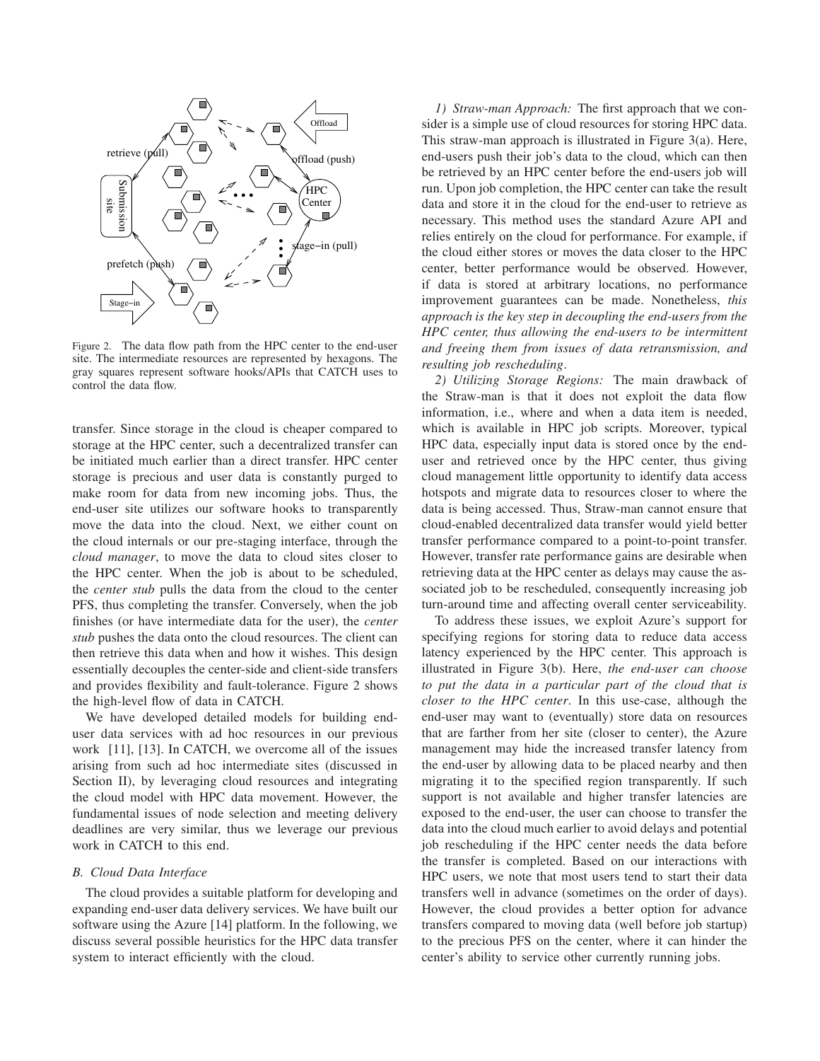Figure 2. The data flow path from the HPC center to the end-user site. The intermediate resources are represented by hexagons. The gray squares represent software hooks/APIs that CATCH uses to control the data flow.

transfer. Since storage in the cloud is cheaper compared to storage at the HPC center, such a decentralized transfer can be initiated much earlier than a direct transfer. HPC center storage is precious and user data is constantly purged to make room for data from new incoming jobs. Thus, the end-user site utilizes our software hooks to transparently move the data into the cloud. Next, we either count on the cloud internals or our pre-staging interface, through the *cloud manager*, to move the data to cloud sites closer to the HPC center. When the job is about to be scheduled, the *center stub* pulls the data from the cloud to the center PFS, thus completing the transfer. Conversely, when the job finishes (or have intermediate data for the user), the *center stub* pushes the data onto the cloud resources. The client can then retrieve this data when and how it wishes. This design essentially decouples the center-side and client-side transfers and provides flexibility and fault-tolerance. Figure 2 shows the high-level flow of data in CATCH.

We have developed detailed models for building end-user data services with ad hoc resources in our previous work [11], [13]. In CATCH, we overcome all of the issues arising from such ad hoc intermediate sites (discussed in Section II), by leveraging cloud resources and integrating the cloud model with HPC data movement. However, the fundamental issues of node selection and meeting delivery deadlines are very similar, thus we leverage our previous work in CATCH to this end.

### *B. Cloud Data Interface*

The cloud provides a suitable platform for developing and expanding end-user data delivery services. We have built our software using the Azure [14] platform. In the following, we discuss several possible heuristics for the HPC data transfer system to interact efficiently with the cloud.

*1) Straw-man Approach:* The first approach that we consider is a simple use of cloud resources for storing HPC data. This straw-man approach is illustrated in Figure 3(a). Here, end-users push their job's data to the cloud, which can then be retrieved by an HPC center before the end-users job will run. Upon job completion, the HPC center can take the result data and store it in the cloud for the end-user to retrieve as necessary. This method uses the standard Azure API and relies entirely on the cloud for performance. For example, if the cloud either stores or moves the data closer to the HPC center, better performance would be observed. However, if data is stored at arbitrary locations, no performance improvement guarantees can be made. Nonetheless, *this approach is the key step in decoupling the end-users from the HPC center, thus allowing the end-users to be intermittent and freeing them from issues of data retransmission, and resulting job rescheduling*.

*2) Utilizing Storage Regions:* The main drawback of the Straw-man is that it does not exploit the data flow information, i.e., where and when a data item is needed, which is available in HPC job scripts. Moreover, typical HPC data, especially input data is stored once by the end-user and retrieved once by the HPC center, thus giving cloud management little opportunity to identify data access hotspots and migrate data to resources closer to where the data is being accessed. Thus, Straw-man cannot ensure that cloud-enabled decentralized data transfer would yield better transfer performance compared to a point-to-point transfer. However, transfer rate performance gains are desirable when retrieving data at the HPC center as delays may cause the associated job to be rescheduled, consequently increasing job turn-around time and affecting overall center serviceability.

To address these issues, we exploit Azure's support for specifying regions for storing data to reduce data access latency experienced by the HPC center. This approach is illustrated in Figure 3(b). Here, *the end-user can choose to put the data in a particular part of the cloud that is closer to the HPC center*. In this use-case, although the end-user may want to (eventually) store data on resources that are farther from her site (closer to center), the Azure management may hide the increased transfer latency from the end-user by allowing data to be placed nearby and then migrating it to the specified region transparently. If such support is not available and higher transfer latencies are exposed to the end-user, the user can choose to transfer the data into the cloud much earlier to avoid delays and potential job rescheduling if the HPC center needs the data before the transfer is completed. Based on our interactions with HPC users, we note that most users tend to start their data transfers well in advance (sometimes on the order of days). However, the cloud provides a better option for advance transfers compared to moving data (well before job startup) to the precious PFS on the center, where it can hinder the center's ability to service other currently running jobs.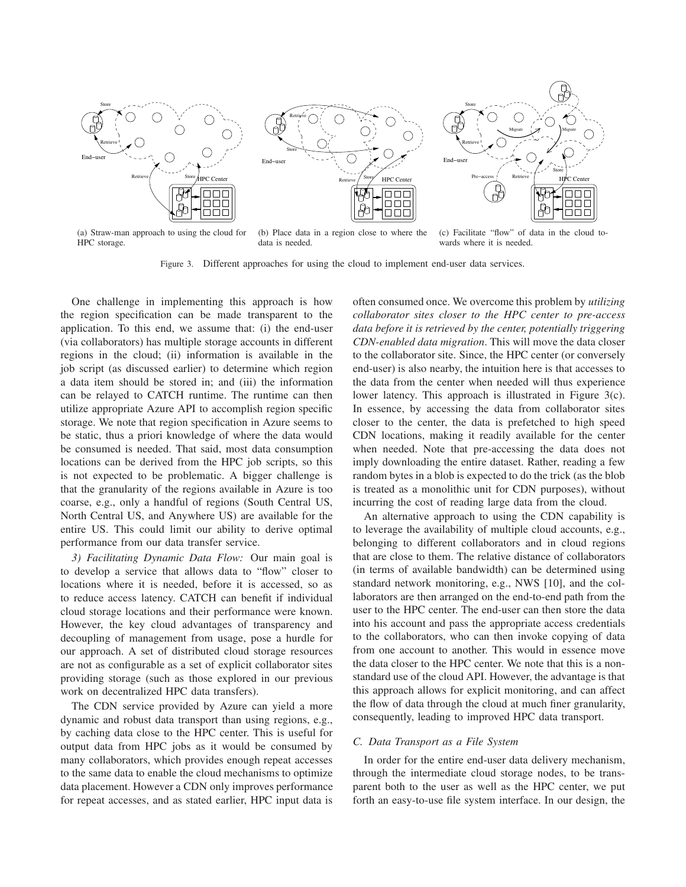Store

Retrieve

End−user

Retrieve

Store

HPC Center

(a) Straw-man approach to using the cloud for HPC storage.

Retrieve

Store

End−user

Retrieve

Store

HPC Center

(b) Place data in a region close to where the data is needed.

Store

Retrieve

End−user

Migrate

Migrate

Store

Pre−access

Retrieve

HPC Center

(c) Facilitate "flow" of data in the cloud towards where it is needed.

Figure 3. Different approaches for using the cloud to implement end-user data services.

One challenge in implementing this approach is how the region specification can be made transparent to the application. To this end, we assume that: (i) the end-user (via collaborators) has multiple storage accounts in different regions in the cloud; (ii) information is available in the job script (as discussed earlier) to determine which region a data item should be stored in; and (iii) the information can be relayed to CATCH runtime. The runtime can then utilize appropriate Azure API to accomplish region specific storage. We note that region specification in Azure seems to be static, thus a priori knowledge of where the data would be consumed is needed. That said, most data consumption locations can be derived from the HPC job scripts, so this is not expected to be problematic. A bigger challenge is that the granularity of the regions available in Azure is too coarse, e.g., only a handful of regions (South Central US, North Central US, and Anywhere US) are available for the entire US. This could limit our ability to derive optimal performance from our data transfer service.

*3) Facilitating Dynamic Data Flow:* Our main goal is to develop a service that allows data to "flow" closer to locations where it is needed, before it is accessed, so as to reduce access latency. CATCH can benefit if individual cloud storage locations and their performance were known. However, the key cloud advantages of transparency and decoupling of management from usage, pose a hurdle for our approach. A set of distributed cloud storage resources are not as configurable as a set of explicit collaborator sites providing storage (such as those explored in our previous work on decentralized HPC data transfers).

The CDN service provided by Azure can yield a more dynamic and robust data transport than using regions, e.g., by caching data close to the HPC center. This is useful for output data from HPC jobs as it would be consumed by many collaborators, which provides enough repeat accesses to the same data to enable the cloud mechanisms to optimize data placement. However a CDN only improves performance for repeat accesses, and as stated earlier, HPC input data is often consumed once. We overcome this problem by *utilizing collaborator sites closer to the HPC center to pre-access data before it is retrieved by the center, potentially triggering CDN-enabled data migration*. This will move the data closer to the collaborator site. Since, the HPC center (or conversely end-user) is also nearby, the intuition here is that accesses to the data from the center when needed will thus experience lower latency. This approach is illustrated in Figure 3(c). In essence, by accessing the data from collaborator sites closer to the center, the data is prefetched to high speed CDN locations, making it readily available for the center when needed. Note that pre-accessing the data does not imply downloading the entire dataset. Rather, reading a few random bytes in a blob is expected to do the trick (as the blob is treated as a monolithic unit for CDN purposes), without incurring the cost of reading large data from the cloud.

An alternative approach to using the CDN capability is to leverage the availability of multiple cloud accounts, e.g., belonging to different collaborators and in cloud regions that are close to them. The relative distance of collaborators (in terms of available bandwidth) can be determined using standard network monitoring, e.g., NWS [10], and the collaborators are then arranged on the end-to-end path from the user to the HPC center. The end-user can then store the data into his account and pass the appropriate access credentials to the collaborators, who can then invoke copying of data from one account to another. This would in essence move the data closer to the HPC center. We note that this is a non-standard use of the cloud API. However, the advantage is that this approach allows for explicit monitoring, and can affect the flow of data through the cloud at much finer granularity, consequently, leading to improved HPC data transport.

### C. Data Transport as a File System

In order for the entire end-user data delivery mechanism, through the intermediate cloud storage nodes, to be transparent both to the user as well as the HPC center, we put forth an easy-to-use file system interface. In our design, the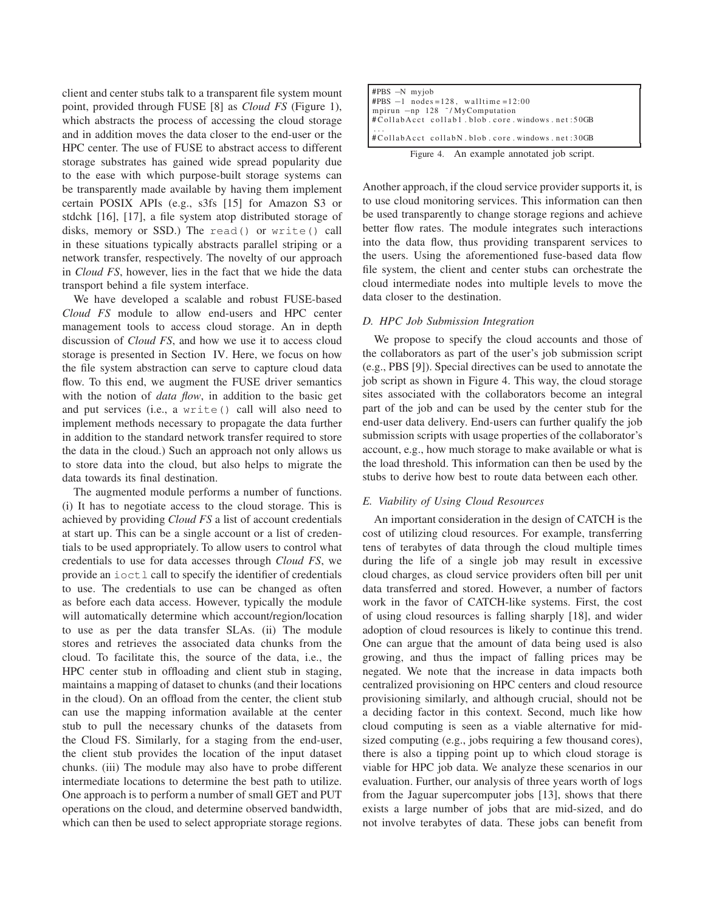client and center stubs talk to a transparent file system mount point, provided through FUSE [8] as *Cloud FS* (Figure 1), which abstracts the process of accessing the cloud storage and in addition moves the data closer to the end-user or the HPC center. The use of FUSE to abstract access to different storage substrates has gained wide spread popularity due to the ease with which purpose-built storage systems can be transparently made available by having them implement certain POSIX APIs (e.g., s3fs [15] for Amazon S3 or stdchk [16], [17], a file system atop distributed storage of disks, memory or SSD.) The `read()` or `write()` call in these situations typically abstracts parallel striping or a network transfer, respectively. The novelty of our approach in *Cloud FS*, however, lies in the fact that we hide the data transport behind a file system interface.

We have developed a scalable and robust FUSE-based *Cloud FS* module to allow end-users and HPC center management tools to access cloud storage. An in depth discussion of *Cloud FS*, and how we use it to access cloud storage is presented in Section IV. Here, we focus on how the file system abstraction can serve to capture cloud data flow. To this end, we augment the FUSE driver semantics with the notion of *data flow*, in addition to the basic get and put services (i.e., a `write()` call will also need to implement methods necessary to propagate the data further in addition to the standard network transfer required to store the data in the cloud.) Such an approach not only allows us to store data into the cloud, but also helps to migrate the data towards its final destination.

The augmented module performs a number of functions. (i) It has to negotiate access to the cloud storage. This is achieved by providing *Cloud FS* a list of account credentials at start up. This can be a single account or a list of credentials to be used appropriately. To allow users to control what credentials to use for data accesses through *Cloud FS*, we provide an `ioctl` call to specify the identifier of credentials to use. The credentials to use can be changed as often as before each data access. However, typically the module will automatically determine which account/region/location to use as per the data transfer SLAs. (ii) The module stores and retrieves the associated data chunks from the cloud. To facilitate this, the source of the data, i.e., the HPC center stub in offloading and client stub in staging, maintains a mapping of dataset to chunks (and their locations in the cloud). On an offload from the center, the client stub can use the mapping information available at the center stub to pull the necessary chunks of the datasets from the Cloud FS. Similarly, for a staging from the end-user, the client stub provides the location of the input dataset chunks. (iii) The module may also have to probe different intermediate locations to determine the best path to utilize. One approach is to perform a number of small GET and PUT operations on the cloud, and determine observed bandwidth, which can then be used to select appropriate storage regions.

```
#PBS -N myjob
#PBS -l nodes=128, walltime=12:00
mpirun -np 128 ~/MyComputation
#CollabAcct collab1.blob.core.windows.net:50GB
...
#CollabAcct collabN.blob.core.windows.net:30GB
```

Figure 4. An example annotated job script.

Another approach, if the cloud service provider supports it, is to use cloud monitoring services. This information can then be used transparently to change storage regions and achieve better flow rates. The module integrates such interactions into the data flow, thus providing transparent services to the users. Using the aforementioned fuse-based data flow file system, the client and center stubs can orchestrate the cloud intermediate nodes into multiple levels to move the data closer to the destination.

### D. HPC Job Submission Integration

We propose to specify the cloud accounts and those of the collaborators as part of the user's job submission script (e.g., PBS [9]). Special directives can be used to annotate the job script as shown in Figure 4. This way, the cloud storage sites associated with the collaborators become an integral part of the job and can be used by the center stub for the end-user data delivery. End-users can further qualify the job submission scripts with usage properties of the collaborator's account, e.g., how much storage to make available or what is the load threshold. This information can then be used by the stubs to derive how best to route data between each other.

### E. Viability of Using Cloud Resources

An important consideration in the design of CATCH is the cost of utilizing cloud resources. For example, transferring tens of terabytes of data through the cloud multiple times during the life of a single job may result in excessive cloud charges, as cloud service providers often bill per unit data transferred and stored. However, a number of factors work in the favor of CATCH-like systems. First, the cost of using cloud resources is falling sharply [18], and wider adoption of cloud resources is likely to continue this trend. One can argue that the amount of data being used is also growing, and thus the impact of falling prices may be negated. We note that the increase in data impacts both centralized provisioning on HPC centers and cloud resource provisioning similarly, and although crucial, should not be a deciding factor in this context. Second, much like how cloud computing is seen as a viable alternative for mid-sized computing (e.g., jobs requiring a few thousand cores), there is also a tipping point up to which cloud storage is viable for HPC job data. We analyze these scenarios in our evaluation. Further, our analysis of three years worth of logs from the Jaguar supercomputer jobs [13], shows that there exists a large number of jobs that are mid-sized, and do not involve terabytes of data. These jobs can benefit from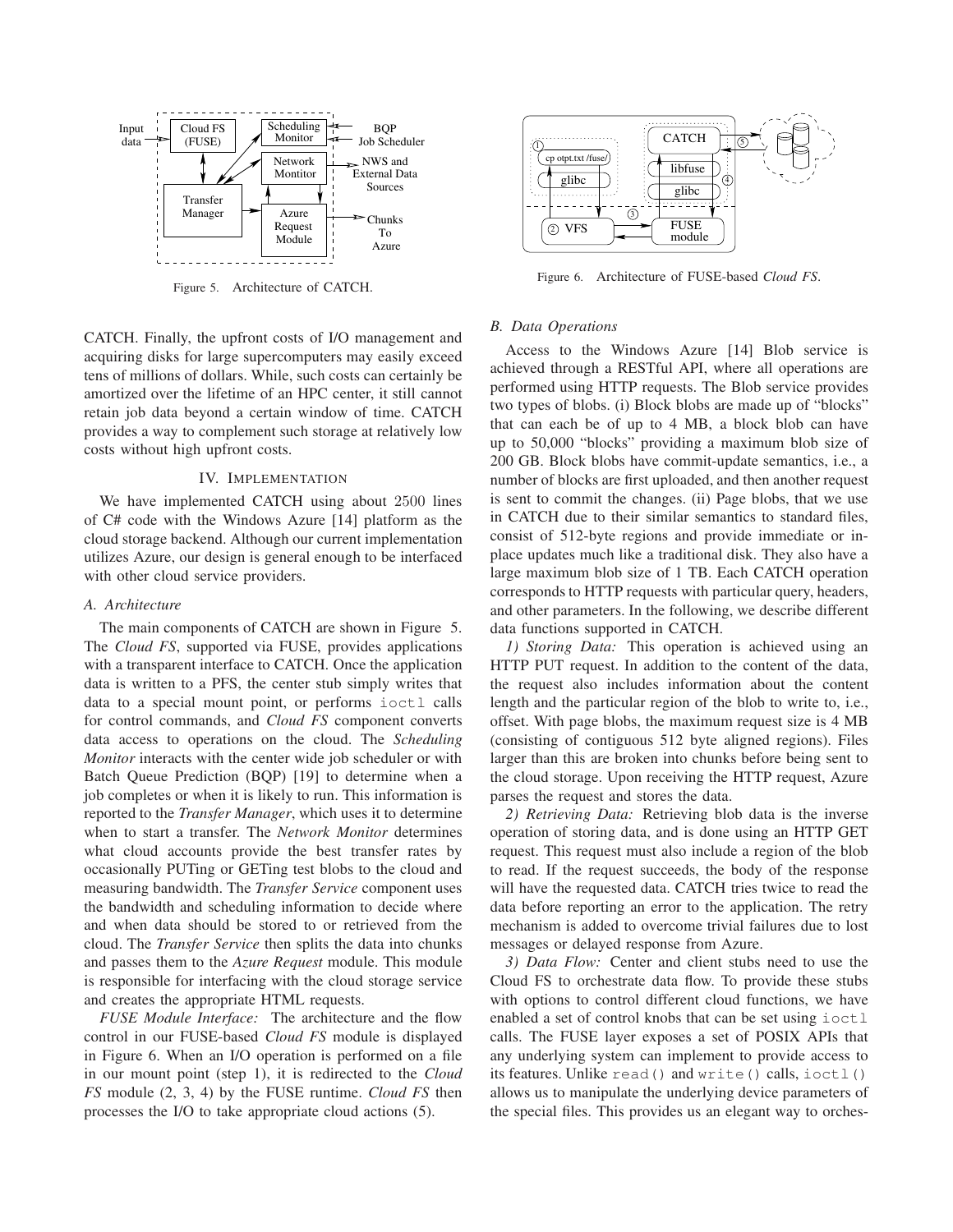Figure 5. Architecture of CATCH.

Figure 6. Architecture of FUSE-based *Cloud FS*.

CATCH. Finally, the upfront costs of I/O management and acquiring disks for large supercomputers may easily exceed tens of millions of dollars. While, such costs can certainly be amortized over the lifetime of an HPC center, it still cannot retain job data beyond a certain window of time. CATCH provides a way to complement such storage at relatively low costs without high upfront costs.

## IV. Implementation

We have implemented CATCH using about 2500 lines of C# code with the Windows Azure [14] platform as the cloud storage backend. Although our current implementation utilizes Azure, our design is general enough to be interfaced with other cloud service providers.

### A. Architecture

The main components of CATCH are shown in Figure 5. The *Cloud FS*, supported via FUSE, provides applications with a transparent interface to CATCH. Once the application data is written to a PFS, the center stub simply writes that data to a special mount point, or performs `ioctl` calls for control commands, and *Cloud FS* component converts data access to operations on the cloud. The *Scheduling Monitor* interacts with the center wide job scheduler or with Batch Queue Prediction (BQP) [19] to determine when a job completes or when it is likely to run. This information is reported to the *Transfer Manager*, which uses it to determine when to start a transfer. The *Network Monitor* determines what cloud accounts provide the best transfer rates by occasionally PUTing or GETing test blobs to the cloud and measuring bandwidth. The *Transfer Service* component uses the bandwidth and scheduling information to decide where and when data should be stored to or retrieved from the cloud. The *Transfer Service* then splits the data into chunks and passes them to the *Azure Request* module. This module is responsible for interfacing with the cloud storage service and creates the appropriate HTML requests.

*FUSE Module Interface:* The architecture and the flow control in our FUSE-based *Cloud FS* module is displayed in Figure 6. When an I/O operation is performed on a file in our mount point (step 1), it is redirected to the *Cloud FS* module (2, 3, 4) by the FUSE runtime. *Cloud FS* then processes the I/O to take appropriate cloud actions (5).

### B. Data Operations

Access to the Windows Azure [14] Blob service is achieved through a RESTful API, where all operations are performed using HTTP requests. The Blob service provides two types of blobs. (i) Block blobs are made up of "blocks" that can each be of up to 4 MB, a block blob can have up to 50,000 "blocks" providing a maximum blob size of 200 GB. Block blobs have commit-update semantics, i.e., a number of blocks are first uploaded, and then another request is sent to commit the changes. (ii) Page blobs, that we use in CATCH due to their similar semantics to standard files, consist of 512-byte regions and provide immediate or in-place updates much like a traditional disk. They also have a large maximum blob size of 1 TB. Each CATCH operation corresponds to HTTP requests with particular query, headers, and other parameters. In the following, we describe different data functions supported in CATCH.

*1) Storing Data:* This operation is achieved using an HTTP PUT request. In addition to the content of the data, the request also includes information about the content length and the particular region of the blob to write to, i.e., offset. With page blobs, the maximum request size is 4 MB (consisting of contiguous 512 byte aligned regions). Files larger than this are broken into chunks before being sent to the cloud storage. Upon receiving the HTTP request, Azure parses the request and stores the data.

*2) Retrieving Data:* Retrieving blob data is the inverse operation of storing data, and is done using an HTTP GET request. This request must also include a region of the blob to read. If the request succeeds, the body of the response will have the requested data. CATCH tries twice to read the data before reporting an error to the application. The retry mechanism is added to overcome trivial failures due to lost messages or delayed response from Azure.

*3) Data Flow:* Center and client stubs need to use the Cloud FS to orchestrate data flow. To provide these stubs with options to control different cloud functions, we have enabled a set of control knobs that can be set using `ioctl` calls. The FUSE layer exposes a set of POSIX APIs that any underlying system can implement to provide access to its features. Unlike `read()` and `write()` calls, `ioctl()` allows us to manipulate the underlying device parameters of the special files. This provides us an elegant way to orches-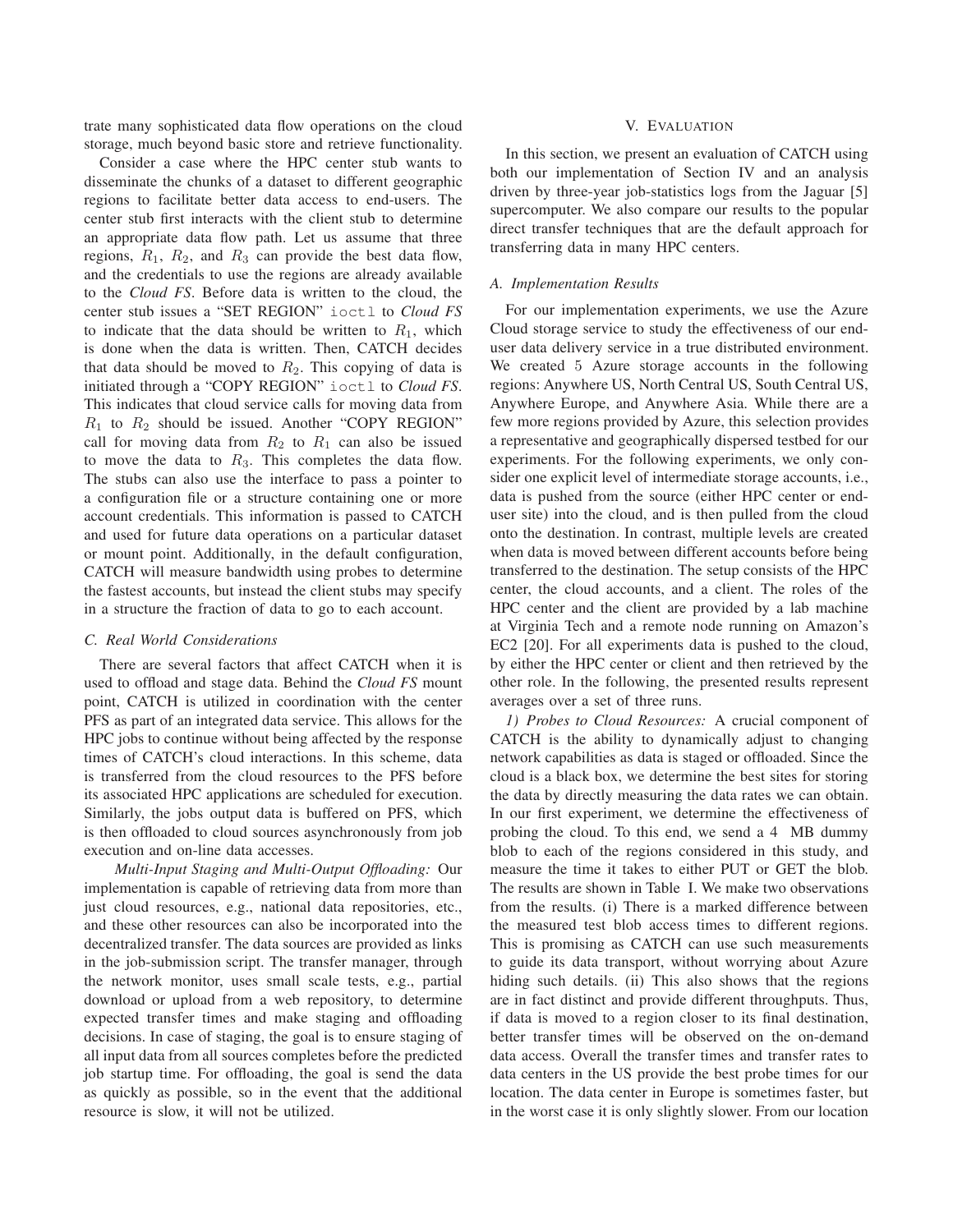trate many sophisticated data flow operations on the cloud storage, much beyond basic store and retrieve functionality.

Consider a case where the HPC center stub wants to disseminate the chunks of a dataset to different geographic regions to facilitate better data access to end-users. The center stub first interacts with the client stub to determine an appropriate data flow path. Let us assume that three regions, $R_1$, $R_2$, and $R_3$ can provide the best data flow, and the credentials to use the regions are already available to the *Cloud FS*. Before data is written to the cloud, the center stub issues a "SET REGION" `ioctl` to *Cloud FS* to indicate that the data should be written to $R_1$, which is done when the data is written. Then, CATCH decides that data should be moved to $R_2$. This copying of data is initiated through a "COPY REGION" `ioctl` to *Cloud FS*. This indicates that cloud service calls for moving data from $R_1$ to $R_2$ should be issued. Another "COPY REGION" call for moving data from $R_2$ to $R_1$ can also be issued to move the data to $R_3$. This completes the data flow. The stubs can also use the interface to pass a pointer to a configuration file or a structure containing one or more account credentials. This information is passed to CATCH and used for future data operations on a particular dataset or mount point. Additionally, in the default configuration, CATCH will measure bandwidth using probes to determine the fastest accounts, but instead the client stubs may specify in a structure the fraction of data to go to each account.

### C. Real World Considerations

There are several factors that affect CATCH when it is used to offload and stage data. Behind the *Cloud FS* mount point, CATCH is utilized in coordination with the center PFS as part of an integrated data service. This allows for the HPC jobs to continue without being affected by the response times of CATCH's cloud interactions. In this scheme, data is transferred from the cloud resources to the PFS before its associated HPC applications are scheduled for execution. Similarly, the jobs output data is buffered on PFS, which is then offloaded to cloud sources asynchronously from job execution and on-line data accesses.

*Multi-Input Staging and Multi-Output Offloading:* Our implementation is capable of retrieving data from more than just cloud resources, e.g., national data repositories, etc., and these other resources can also be incorporated into the decentralized transfer. The data sources are provided as links in the job-submission script. The transfer manager, through the network monitor, uses small scale tests, e.g., partial download or upload from a web repository, to determine expected transfer times and make staging and offloading decisions. In case of staging, the goal is to ensure staging of all input data from all sources completes before the predicted job startup time. For offloading, the goal is send the data as quickly as possible, so in the event that the additional resource is slow, it will not be utilized.

## V. Evaluation

In this section, we present an evaluation of CATCH using both our implementation of Section IV and an analysis driven by three-year job-statistics logs from the Jaguar [5] supercomputer. We also compare our results to the popular direct transfer techniques that are the default approach for transferring data in many HPC centers.

### A. Implementation Results

For our implementation experiments, we use the Azure Cloud storage service to study the effectiveness of our end-user data delivery service in a true distributed environment. We created 5 Azure storage accounts in the following regions: Anywhere US, North Central US, South Central US, Anywhere Europe, and Anywhere Asia. While there are a few more regions provided by Azure, this selection provides a representative and geographically dispersed testbed for our experiments. For the following experiments, we only consider one explicit level of intermediate storage accounts, i.e., data is pushed from the source (either HPC center or end-user site) into the cloud, and is then pulled from the cloud onto the destination. In contrast, multiple levels are created when data is moved between different accounts before being transferred to the destination. The setup consists of the HPC center, the cloud accounts, and a client. The roles of the HPC center and the client are provided by a lab machine at Virginia Tech and a remote node running on Amazon's EC2 [20]. For all experiments data is pushed to the cloud, by either the HPC center or client and then retrieved by the other role. In the following, the presented results represent averages over a set of three runs.

*1) Probes to Cloud Resources:* A crucial component of CATCH is the ability to dynamically adjust to changing network capabilities as data is staged or offloaded. Since the cloud is a black box, we determine the best sites for storing the data by directly measuring the data rates we can obtain. In our first experiment, we determine the effectiveness of probing the cloud. To this end, we send a 4 MB dummy blob to each of the regions considered in this study, and measure the time it takes to either PUT or GET the blob. The results are shown in Table I. We make two observations from the results. (i) There is a marked difference between the measured test blob access times to different regions. This is promising as CATCH can use such measurements to guide its data transport, without worrying about Azure hiding such details. (ii) This also shows that the regions are in fact distinct and provide different throughputs. Thus, if data is moved to a region closer to its final destination, better transfer times will be observed on the on-demand data access. Overall the transfer times and transfer rates to data centers in the US provide the best probe times for our location. The data center in Europe is sometimes faster, but in the worst case it is only slightly slower. From our location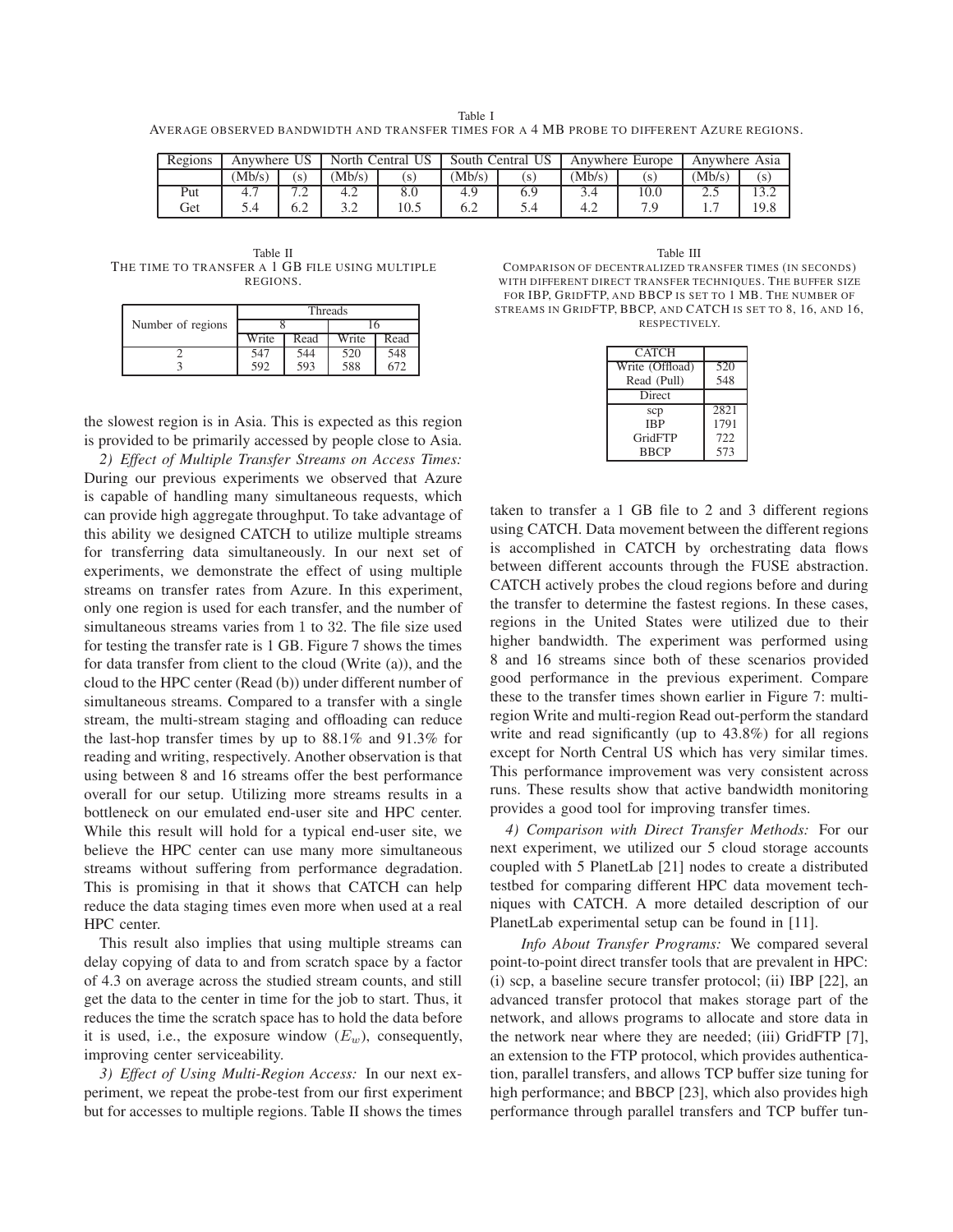Table I
AVERAGE OBSERVED BANDWIDTH AND TRANSFER TIMES FOR A 4 MB PROBE TO DIFFERENT AZURE REGIONS.

| Regions | Anywhere US | | North Central US | | South Central US | | Anywhere Europe | | Anywhere Asia | |
|---|---|---|---|---|---|---|---|---|---|---|
| | (Mb/s) | (s) | (Mb/s) | (s) | (Mb/s) | (s) | (Mb/s) | (s) | (Mb/s) | (s) |
| Put | 4.7 | 7.2 | 4.2 | 8.0 | 4.9 | 6.9 | 3.4 | 10.0 | 2.5 | 13.2 |
| Get | 5.4 | 6.2 | 3.2 | 10.5 | 6.2 | 5.4 | 4.2 | 7.9 | 1.7 | 19.8 |

Table II
THE TIME TO TRANSFER A 1 GB FILE USING MULTIPLE REGIONS.

| Number of regions | Threads | | | |
|---|---|---|---|---|
| | 8 | | 16 | |
| | Write | Read | Write | Read |
| 2 | 547 | 544 | 520 | 548 |
| 3 | 592 | 593 | 588 | 672 |

Table III
COMPARISON OF DECENTRALIZED TRANSFER TIMES (IN SECONDS) WITH DIFFERENT DIRECT TRANSFER TECHNIQUES. THE BUFFER SIZE FOR IBP, GRIDFTP, AND BBCP IS SET TO 1 MB. THE NUMBER OF STREAMS IN GRIDFTP, BBCP, AND CATCH IS SET TO 8, 16, AND 16, RESPECTIVELY.

| CATCH | |
|---|---|
| Write (Offload) | 520 |
| Read (Pull) | 548 |
| Direct | |
| scp | 2821 |
| IBP | 1791 |
| GridFTP | 722 |
| BBCP | 573 |

the slowest region is in Asia. This is expected as this region is provided to be primarily accessed by people close to Asia.

*2) Effect of Multiple Transfer Streams on Access Times:* During our previous experiments we observed that Azure is capable of handling many simultaneous requests, which can provide high aggregate throughput. To take advantage of this ability we designed CATCH to utilize multiple streams for transferring data simultaneously. In our next set of experiments, we demonstrate the effect of using multiple streams on transfer rates from Azure. In this experiment, only one region is used for each transfer, and the number of simultaneous streams varies from 1 to 32. The file size used for testing the transfer rate is 1 GB. Figure 7 shows the times for data transfer from client to the cloud (Write (a)), and the cloud to the HPC center (Read (b)) under different number of simultaneous streams. Compared to a transfer with a single stream, the multi-stream staging and offloading can reduce the last-hop transfer times by up to 88.1% and 91.3% for reading and writing, respectively. Another observation is that using between 8 and 16 streams offer the best performance overall for our setup. Utilizing more streams results in a bottleneck on our emulated end-user site and HPC center. While this result will hold for a typical end-user site, we believe the HPC center can use many more simultaneous streams without suffering from performance degradation. This is promising in that it shows that CATCH can help reduce the data staging times even more when used at a real HPC center.

This result also implies that using multiple streams can delay copying of data to and from scratch space by a factor of 4.3 on average across the studied stream counts, and still get the data to the center in time for the job to start. Thus, it reduces the time the scratch space has to hold the data before it is used, i.e., the exposure window ($E_w$), consequently, improving center serviceability.

*3) Effect of Using Multi-Region Access:* In our next experiment, we repeat the probe-test from our first experiment but for accesses to multiple regions. Table II shows the times taken to transfer a 1 GB file to 2 and 3 different regions using CATCH. Data movement between the different regions is accomplished in CATCH by orchestrating data flows between different accounts through the FUSE abstraction. CATCH actively probes the cloud regions before and during the transfer to determine the fastest regions. In these cases, regions in the United States were utilized due to their higher bandwidth. The experiment was performed using 8 and 16 streams since both of these scenarios provided good performance in the previous experiment. Compare these to the transfer times shown earlier in Figure 7: multi-region Write and multi-region Read out-perform the standard write and read significantly (up to 43.8%) for all regions except for North Central US which has very similar times. This performance improvement was very consistent across runs. These results show that active bandwidth monitoring provides a good tool for improving transfer times.

*4) Comparison with Direct Transfer Methods:* For our next experiment, we utilized our 5 cloud storage accounts coupled with 5 PlanetLab [21] nodes to create a distributed testbed for comparing different HPC data movement techniques with CATCH. A more detailed description of our PlanetLab experimental setup can be found in [11].

*Info About Transfer Programs:* We compared several point-to-point direct transfer tools that are prevalent in HPC: (i) scp, a baseline secure transfer protocol; (ii) IBP [22], an advanced transfer protocol that makes storage part of the network, and allows programs to allocate and store data in the network near where they are needed; (iii) GridFTP [7], an extension to the FTP protocol, which provides authentication, parallel transfers, and allows TCP buffer size tuning for high performance; and BBCP [23], which also provides high performance through parallel transfers and TCP buffer tun-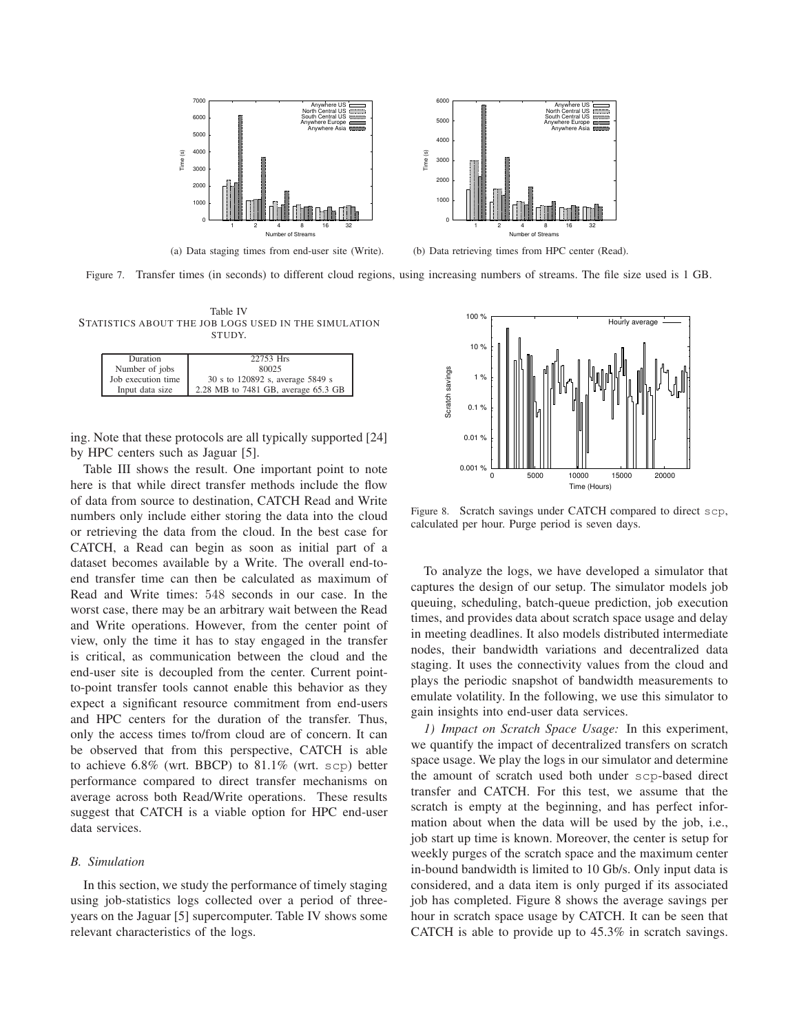7000
6000
5000
4000
3000
2000
1000
0

Time (s)

Anywhere US
North Central US
South Central US
Anywhere Europe
Anywhere Asia

1 2 4 8 16 32

Number of Streams

(a) Data staging times from end-user site (Write).

6000
5000
4000
3000
2000
1000
0

Time (s)

Anywhere US
North Central US
South Central US
Anywhere Europe
Anywhere Asia

1 2 4 8 16 32

Number of Streams

(b) Data retrieving times from HPC center (Read).

Figure 7. Transfer times (in seconds) to different cloud regions, using increasing numbers of streams. The file size used is 1 GB.

Table IV
STATISTICS ABOUT THE JOB LOGS USED IN THE SIMULATION STUDY.

| | |
|---|---|
| Duration | 22753 Hrs |
| Number of jobs | 80025 |
| Job execution time | 30 s to 120892 s, average 5849 s |
| Input data size | 2.28 MB to 7481 GB, average 65.3 GB |

ing. Note that these protocols are all typically supported [24] by HPC centers such as Jaguar [5].

Table III shows the result. One important point to note here is that while direct transfer methods include the flow of data from source to destination, CATCH Read and Write numbers only include either storing the data into the cloud or retrieving the data from the cloud. In the best case for CATCH, a Read can begin as soon as initial part of a dataset becomes available by a Write. The overall end-to-end transfer time can then be calculated as maximum of Read and Write times: 548 seconds in our case. In the worst case, there may be an arbitrary wait between the Read and Write operations. However, from the center point of view, only the time it has to stay engaged in the transfer is critical, as communication between the cloud and the end-user site is decoupled from the center. Current point-to-point transfer tools cannot enable this behavior as they expect a significant resource commitment from end-users and HPC centers for the duration of the transfer. Thus, only the access times to/from cloud are of concern. It can be observed that from this perspective, CATCH is able to achieve 6.8% (wrt. BBCP) to 81.1% (wrt. scp) better performance compared to direct transfer mechanisms on average across both Read/Write operations. These results suggest that CATCH is a viable option for HPC end-user data services.

### B. Simulation

In this section, we study the performance of timely staging using job-statistics logs collected over a period of three-years on the Jaguar [5] supercomputer. Table IV shows some relevant characteristics of the logs.

100 %
10 %
1 %
0.1 %
0.01 %
0.001 %

Scratch savings

Hourly average

0 5000 10000 15000 20000

Time (Hours)

Figure 8. Scratch savings under CATCH compared to direct scp, calculated per hour. Purge period is seven days.

To analyze the logs, we have developed a simulator that captures the design of our setup. The simulator models job queuing, scheduling, batch-queue prediction, job execution times, and provides data about scratch space usage and delay in meeting deadlines. It also models distributed intermediate nodes, their bandwidth variations and decentralized data staging. It uses the connectivity values from the cloud and plays the periodic snapshot of bandwidth measurements to emulate volatility. In the following, we use this simulator to gain insights into end-user data services.

*1) Impact on Scratch Space Usage:* In this experiment, we quantify the impact of decentralized transfers on scratch space usage. We play the logs in our simulator and determine the amount of scratch used both under scp-based direct transfer and CATCH. For this test, we assume that the scratch is empty at the beginning, and has perfect information about when the data will be used by the job, i.e., job start up time is known. Moreover, the center is setup for weekly purges of the scratch space and the maximum center in-bound bandwidth is limited to 10 Gb/s. Only input data is considered, and a data item is only purged if its associated job has completed. Figure 8 shows the average savings per hour in scratch space usage by CATCH. It can be seen that CATCH is able to provide up to 45.3% in scratch savings.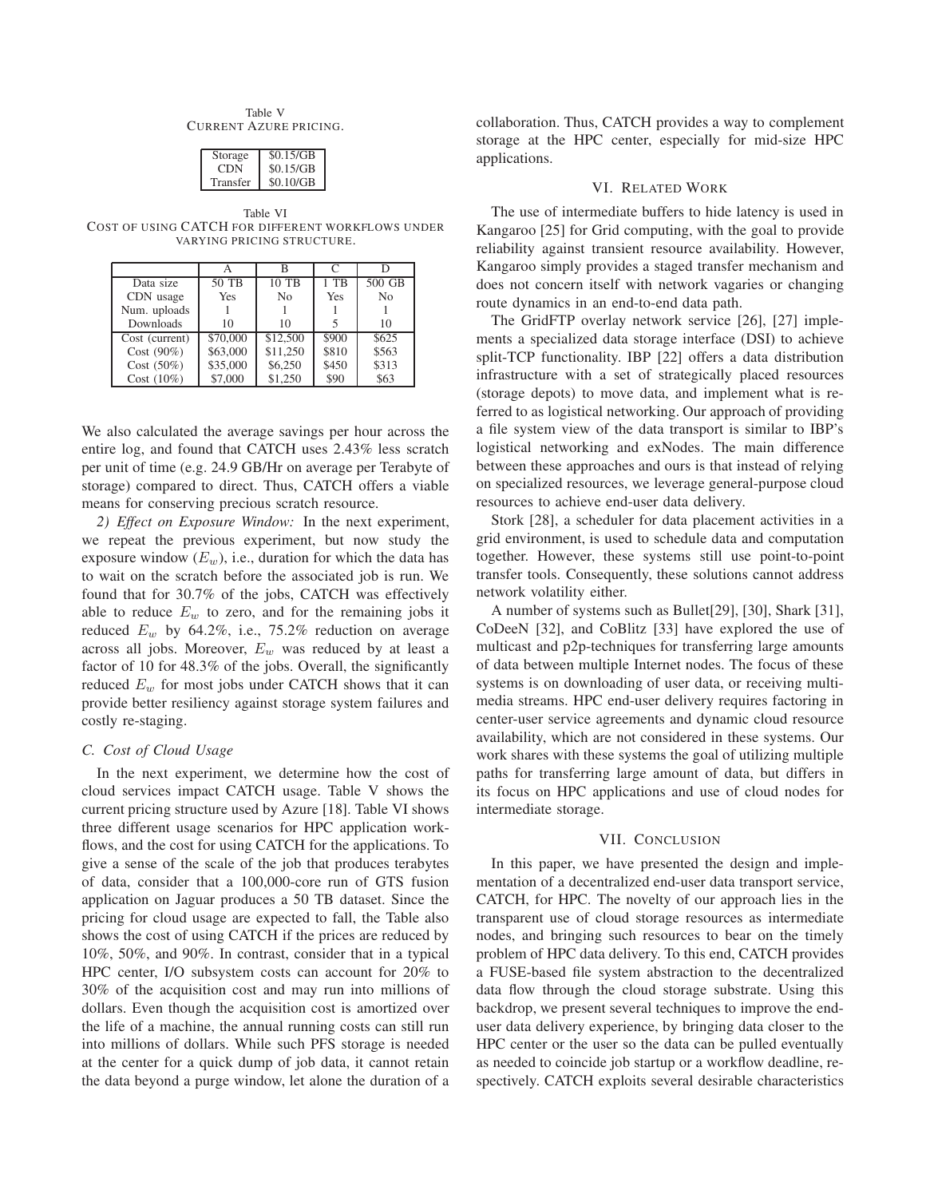Table V
CURRENT AZURE PRICING.

| | |
|---|---|
| Storage | \$0.15/GB |
| CDN | \$0.15/GB |
| Transfer | \$0.10/GB |

Table VI
COST OF USING CATCH FOR DIFFERENT WORKFLOWS UNDER VARYING PRICING STRUCTURE.

| | A | B | C | D |
|---|---|---|---|---|
| Data size | 50 TB | 10 TB | 1 TB | 500 GB |
| CDN usage | Yes | No | Yes | No |
| Num. uploads | 1 | 1 | 1 | 1 |
| Downloads | 10 | 10 | 5 | 10 |
| Cost (current) | \$70,000 | \$12,500 | \$900 | \$625 |
| Cost (90%) | \$63,000 | \$11,250 | \$810 | \$563 |
| Cost (50%) | \$35,000 | \$6,250 | \$450 | \$313 |
| Cost (10%) | \$7,000 | \$1,250 | \$90 | \$63 |

We also calculated the average savings per hour across the entire log, and found that CATCH uses 2.43% less scratch per unit of time (e.g. 24.9 GB/Hr on average per Terabyte of storage) compared to direct. Thus, CATCH offers a viable means for conserving precious scratch resource.

*2) Effect on Exposure Window:* In the next experiment, we repeat the previous experiment, but now study the exposure window ($E_w$), i.e., duration for which the data has to wait on the scratch before the associated job is run. We found that for 30.7% of the jobs, CATCH was effectively able to reduce $E_w$ to zero, and for the remaining jobs it reduced $E_w$ by 64.2%, i.e., 75.2% reduction on average across all jobs. Moreover, $E_w$ was reduced by at least a factor of 10 for 48.3% of the jobs. Overall, the significantly reduced $E_w$ for most jobs under CATCH shows that it can provide better resiliency against storage system failures and costly re-staging.

### C. Cost of Cloud Usage

In the next experiment, we determine how the cost of cloud services impact CATCH usage. Table V shows the current pricing structure used by Azure [18]. Table VI shows three different usage scenarios for HPC application workflows, and the cost for using CATCH for the applications. To give a sense of the scale of the job that produces terabytes of data, consider that a 100,000-core run of GTS fusion application on Jaguar produces a 50 TB dataset. Since the pricing for cloud usage are expected to fall, the Table also shows the cost of using CATCH if the prices are reduced by 10%, 50%, and 90%. In contrast, consider that in a typical HPC center, I/O subsystem costs can account for 20% to 30% of the acquisition cost and may run into millions of dollars. Even though the acquisition cost is amortized over the life of a machine, the annual running costs can still run into millions of dollars. While such PFS storage is needed at the center for a quick dump of job data, it cannot retain the data beyond a purge window, let alone the duration of a collaboration. Thus, CATCH provides a way to complement storage at the HPC center, especially for mid-size HPC applications.

## VI. RELATED WORK

The use of intermediate buffers to hide latency is used in Kangaroo [25] for Grid computing, with the goal to provide reliability against transient resource availability. However, Kangaroo simply provides a staged transfer mechanism and does not concern itself with network vagaries or changing route dynamics in an end-to-end data path.

The GridFTP overlay network service [26], [27] implements a specialized data storage interface (DSI) to achieve split-TCP functionality. IBP [22] offers a data distribution infrastructure with a set of strategically placed resources (storage depots) to move data, and implement what is referred to as logistical networking. Our approach of providing a file system view of the data transport is similar to IBP's logistical networking and exNodes. The main difference between these approaches and ours is that instead of relying on specialized resources, we leverage general-purpose cloud resources to achieve end-user data delivery.

Stork [28], a scheduler for data placement activities in a grid environment, is used to schedule data and computation together. However, these systems still use point-to-point transfer tools. Consequently, these solutions cannot address network volatility either.

A number of systems such as Bullet[29], [30], Shark [31], CoDeeN [32], and CoBlitz [33] have explored the use of multicast and p2p-techniques for transferring large amounts of data between multiple Internet nodes. The focus of these systems is on downloading of user data, or receiving multimedia streams. HPC end-user delivery requires factoring in center-user service agreements and dynamic cloud resource availability, which are not considered in these systems. Our work shares with these systems the goal of utilizing multiple paths for transferring large amount of data, but differs in its focus on HPC applications and use of cloud nodes for intermediate storage.

## VII. CONCLUSION

In this paper, we have presented the design and implementation of a decentralized end-user data transport service, CATCH, for HPC. The novelty of our approach lies in the transparent use of cloud storage resources as intermediate nodes, and bringing such resources to bear on the timely problem of HPC data delivery. To this end, CATCH provides a FUSE-based file system abstraction to the decentralized data flow through the cloud storage substrate. Using this backdrop, we present several techniques to improve the end-user data delivery experience, by bringing data closer to the HPC center or the user so the data can be pulled eventually as needed to coincide job startup or a workflow deadline, respectively. CATCH exploits several desirable characteristics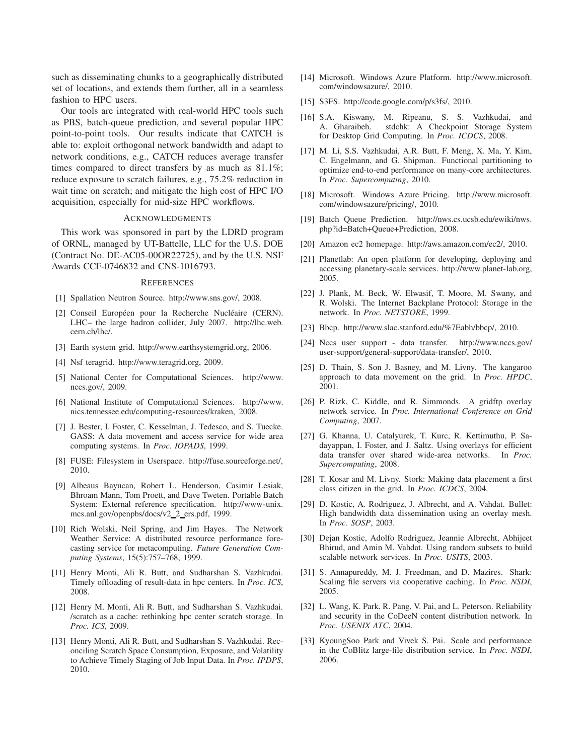such as disseminating chunks to a geographically distributed set of locations, and extends them further, all in a seamless fashion to HPC users.

Our tools are integrated with real-world HPC tools such as PBS, batch-queue prediction, and several popular HPC point-to-point tools. Our results indicate that CATCH is able to: exploit orthogonal network bandwidth and adapt to network conditions, e.g., CATCH reduces average transfer times compared to direct transfers by as much as 81.1%; reduce exposure to scratch failures, e.g., 75.2% reduction in wait time on scratch; and mitigate the high cost of HPC I/O acquisition, especially for mid-size HPC workflows.

## Acknowledgments

This work was sponsored in part by the LDRD program of ORNL, managed by UT-Battelle, LLC for the U.S. DOE (Contract No. DE-AC05-00OR22725), and by the U.S. NSF Awards CCF-0746832 and CNS-1016793.

## References

[1] Spallation Neutron Source. http://www.sns.gov/, 2008.

[2] Conseil Européen pour la Recherche Nucléaire (CERN). LHC– the large hadron collider, July 2007. http://lhc.web.cern.ch/lhc/.

[3] Earth system grid. http://www.earthsystemgrid.org, 2006.

[4] Nsf teragrid. http://www.teragrid.org, 2009.

[5] National Center for Computational Sciences. http://www.nccs.gov/, 2009.

[6] National Institute of Computational Sciences. http://www.nics.tennessee.edu/computing-resources/kraken, 2008.

[7] J. Bester, I. Foster, C. Kesselman, J. Tedesco, and S. Tuecke. GASS: A data movement and access service for wide area computing systems. In *Proc. IOPADS*, 1999.

[8] FUSE: Filesystem in Userspace. http://fuse.sourceforge.net/, 2010.

[9] Albeaus Bayucan, Robert L. Henderson, Casimir Lesiak, Bhroam Mann, Tom Proett, and Dave Tweten. Portable Batch System: External reference specification. http://www-unix.mcs.anl.gov/openpbs/docs/v2_2_ers.pdf, 1999.

[10] Rich Wolski, Neil Spring, and Jim Hayes. The Network Weather Service: A distributed resource performance forecasting service for metacomputing. *Future Generation Computing Systems*, 15(5):757–768, 1999.

[11] Henry Monti, Ali R. Butt, and Sudharshan S. Vazhkudai. Timely offloading of result-data in hpc centers. In *Proc. ICS*, 2008.

[12] Henry M. Monti, Ali R. Butt, and Sudharshan S. Vazhkudai. /scratch as a cache: rethinking hpc center scratch storage. In *Proc. ICS*, 2009.

[13] Henry Monti, Ali R. Butt, and Sudharshan S. Vazhkudai. Reconciling Scratch Space Consumption, Exposure, and Volatility to Achieve Timely Staging of Job Input Data. In *Proc. IPDPS*, 2010.

[14] Microsoft. Windows Azure Platform. http://www.microsoft.com/windowsazure/, 2010.

[15] S3FS. http://code.google.com/p/s3fs/, 2010.

[16] S.A. Kiswany, M. Ripeanu, S. S. Vazhkudai, and A. Gharaibeh. stdchk: A Checkpoint Storage System for Desktop Grid Computing. In *Proc. ICDCS*, 2008.

[17] M. Li, S.S. Vazhkudai, A.R. Butt, F. Meng, X. Ma, Y. Kim, C. Engelmann, and G. Shipman. Functional partitioning to optimize end-to-end performance on many-core architectures. In *Proc. Supercomputing*, 2010.

[18] Microsoft. Windows Azure Pricing. http://www.microsoft.com/windowsazure/pricing/, 2010.

[19] Batch Queue Prediction. http://nws.cs.ucsb.edu/ewiki/nws.php?id=Batch+Queue+Prediction, 2008.

[20] Amazon ec2 homepage. http://aws.amazon.com/ec2/, 2010.

[21] Planetlab: An open platform for developing, deploying and accessing planetary-scale services. http://www.planet-lab.org, 2005.

[22] J. Plank, M. Beck, W. Elwasif, T. Moore, M. Swany, and R. Wolski. The Internet Backplane Protocol: Storage in the network. In *Proc. NETSTORE*, 1999.

[23] Bbcp. http://www.slac.stanford.edu/%7Eabh/bbcp/, 2010.

[24] Nccs user support - data transfer. http://www.nccs.gov/user-support/general-support/data-transfer/, 2010.

[25] D. Thain, S. Son J. Basney, and M. Livny. The kangaroo approach to data movement on the grid. In *Proc. HPDC*, 2001.

[26] P. Rizk, C. Kiddle, and R. Simmonds. A gridftp overlay network service. In *Proc. International Conference on Grid Computing*, 2007.

[27] G. Khanna, U. Catalyurek, T. Kurc, R. Kettimuthu, P. Sadayappan, I. Foster, and J. Saltz. Using overlays for efficient data transfer over shared wide-area networks. In *Proc. Supercomputing*, 2008.

[28] T. Kosar and M. Livny. Stork: Making data placement a first class citizen in the grid. In *Proc. ICDCS*, 2004.

[29] D. Kostic, A. Rodriguez, J. Albrecht, and A. Vahdat. Bullet: High bandwidth data dissemination using an overlay mesh. In *Proc. SOSP*, 2003.

[30] Dejan Kostic, Adolfo Rodriguez, Jeannie Albrecht, Abhijeet Bhirud, and Amin M. Vahdat. Using random subsets to build scalable network services. In *Proc. USITS*, 2003.

[31] S. Annapureddy, M. J. Freedman, and D. Mazires. Shark: Scaling file servers via cooperative caching. In *Proc. NSDI*, 2005.

[32] L. Wang, K. Park, R. Pang, V. Pai, and L. Peterson. Reliability and security in the CoDeeN content distribution network. In *Proc. USENIX ATC*, 2004.

[33] KyoungSoo Park and Vivek S. Pai. Scale and performance in the CoBlitz large-file distribution service. In *Proc. NSDI*, 2006.